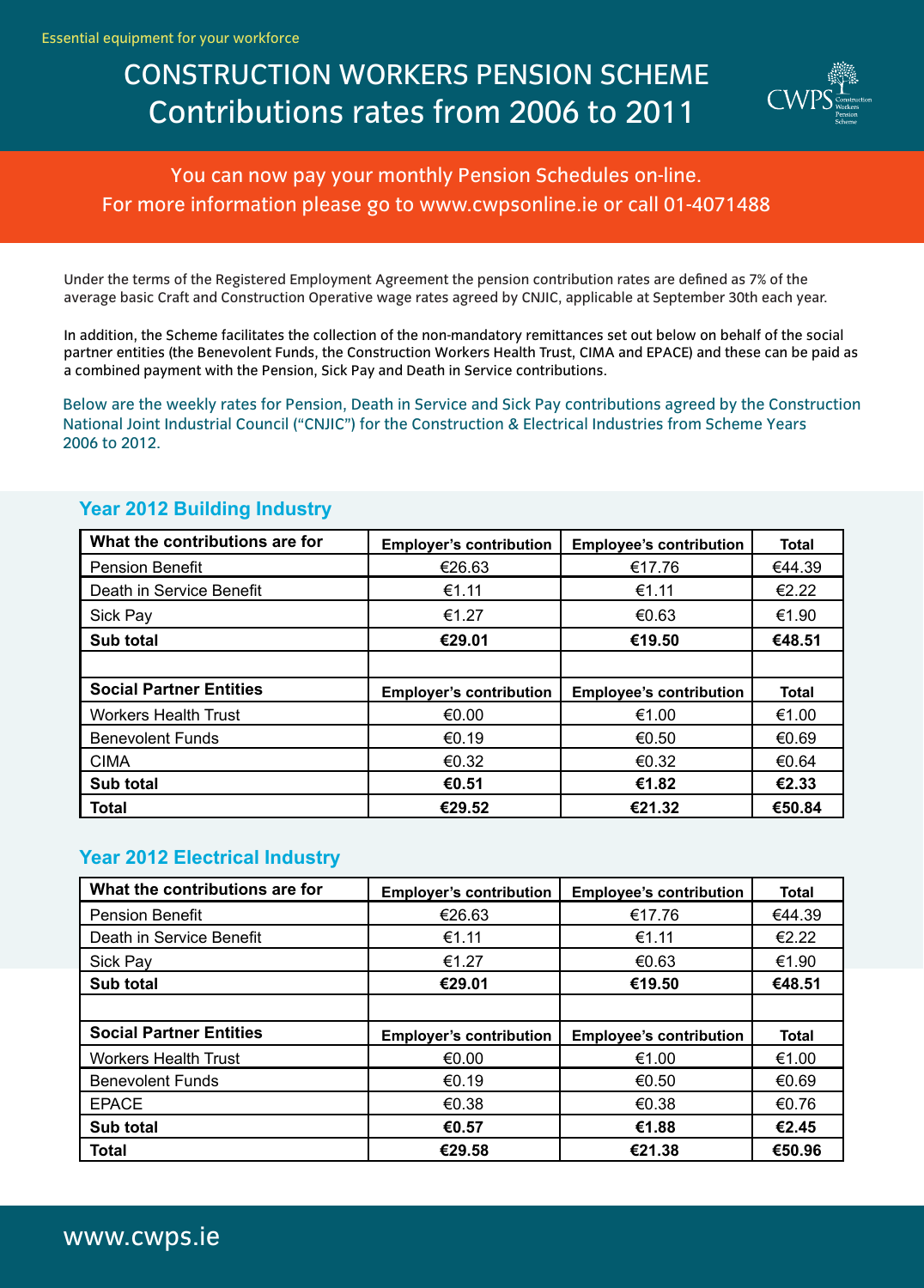Essential equipment for your workforce

# CONSTRUCTION WORKERS PENSION SCHEME
## Contributions rates from 2006 to 2011

CWPS Construction Workers Pension Scheme

You can now pay your monthly Pension Schedules on-line.
For more information please go to www.cwpsonline.ie or call 01-4071488

Under the terms of the Registered Employment Agreement the pension contribution rates are defined as 7% of the average basic Craft and Construction Operative wage rates agreed by CNJIC, applicable at September 30th each year.

In addition, the Scheme facilitates the collection of the non-mandatory remittances set out below on behalf of the social partner entities (the Benevolent Funds, the Construction Workers Health Trust, CIMA and EPACE) and these can be paid as a combined payment with the Pension, Sick Pay and Death in Service contributions.

Below are the weekly rates for Pension, Death in Service and Sick Pay contributions agreed by the Construction National Joint Industrial Council ("CNJIC") for the Construction & Electrical Industries from Scheme Years 2006 to 2012.

### Year 2012 Building Industry

| What the contributions are for | Employer's contribution | Employee's contribution | Total |
|---|---|---|---|
| Pension Benefit | €26.63 | €17.76 | €44.39 |
| Death in Service Benefit | €1.11 | €1.11 | €2.22 |
| Sick Pay | €1.27 | €0.63 | €1.90 |
| **Sub total** | **€29.01** | **€19.50** | **€48.51** |
| | | | |
| **Social Partner Entities** | **Employer's contribution** | **Employee's contribution** | **Total** |
| Workers Health Trust | €0.00 | €1.00 | €1.00 |
| Benevolent Funds | €0.19 | €0.50 | €0.69 |
| CIMA | €0.32 | €0.32 | €0.64 |
| **Sub total** | **€0.51** | **€1.82** | **€2.33** |
| **Total** | **€29.52** | **€21.32** | **€50.84** |

### Year 2012 Electrical Industry

| What the contributions are for | Employer's contribution | Employee's contribution | Total |
|---|---|---|---|
| Pension Benefit | €26.63 | €17.76 | €44.39 |
| Death in Service Benefit | €1.11 | €1.11 | €2.22 |
| Sick Pay | €1.27 | €0.63 | €1.90 |
| **Sub total** | **€29.01** | **€19.50** | **€48.51** |
| | | | |
| **Social Partner Entities** | **Employer's contribution** | **Employee's contribution** | **Total** |
| Workers Health Trust | €0.00 | €1.00 | €1.00 |
| Benevolent Funds | €0.19 | €0.50 | €0.69 |
| EPACE | €0.38 | €0.38 | €0.76 |
| **Sub total** | **€0.57** | **€1.88** | **€2.45** |
| **Total** | **€29.58** | **€21.38** | **€50.96** |

www.cwps.ie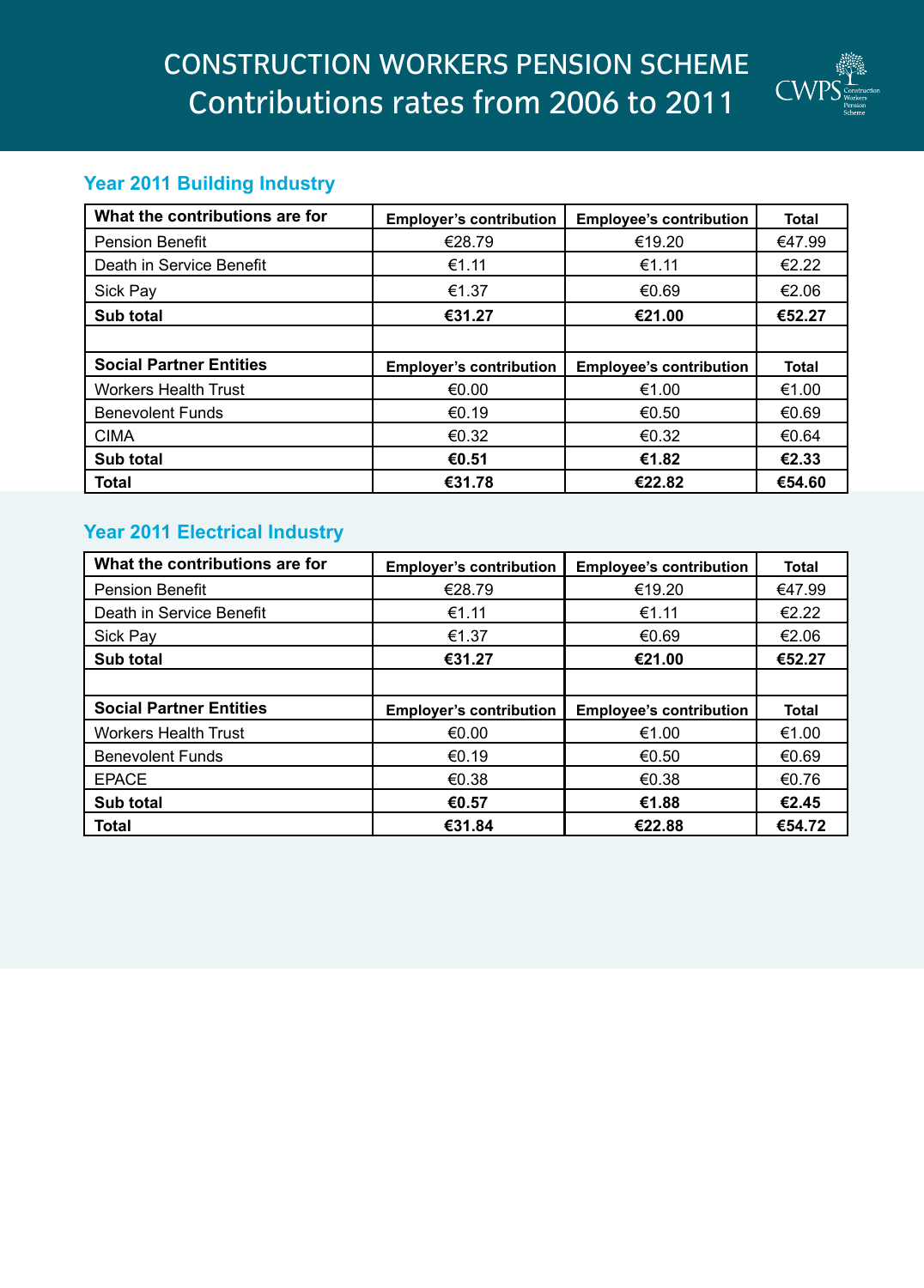# CONSTRUCTION WORKERS PENSION SCHEME
## Contributions rates from 2006 to 2011

### Year 2011 Building Industry

| What the contributions are for | Employer's contribution | Employee's contribution | Total |
|---|---|---|---|
| Pension Benefit | €28.79 | €19.20 | €47.99 |
| Death in Service Benefit | €1.11 | €1.11 | €2.22 |
| Sick Pay | €1.37 | €0.69 | €2.06 |
| **Sub total** | **€31.27** | **€21.00** | **€52.27** |
| | | | |
| **Social Partner Entities** | **Employer's contribution** | **Employee's contribution** | **Total** |
| Workers Health Trust | €0.00 | €1.00 | €1.00 |
| Benevolent Funds | €0.19 | €0.50 | €0.69 |
| CIMA | €0.32 | €0.32 | €0.64 |
| **Sub total** | **€0.51** | **€1.82** | **€2.33** |
| **Total** | **€31.78** | **€22.82** | **€54.60** |

### Year 2011 Electrical Industry

| What the contributions are for | Employer's contribution | Employee's contribution | Total |
|---|---|---|---|
| Pension Benefit | €28.79 | €19.20 | €47.99 |
| Death in Service Benefit | €1.11 | €1.11 | €2.22 |
| Sick Pay | €1.37 | €0.69 | €2.06 |
| **Sub total** | **€31.27** | **€21.00** | **€52.27** |
| | | | |
| **Social Partner Entities** | **Employer's contribution** | **Employee's contribution** | **Total** |
| Workers Health Trust | €0.00 | €1.00 | €1.00 |
| Benevolent Funds | €0.19 | €0.50 | €0.69 |
| EPACE | €0.38 | €0.38 | €0.76 |
| **Sub total** | **€0.57** | **€1.88** | **€2.45** |
| **Total** | **€31.84** | **€22.88** | **€54.72** |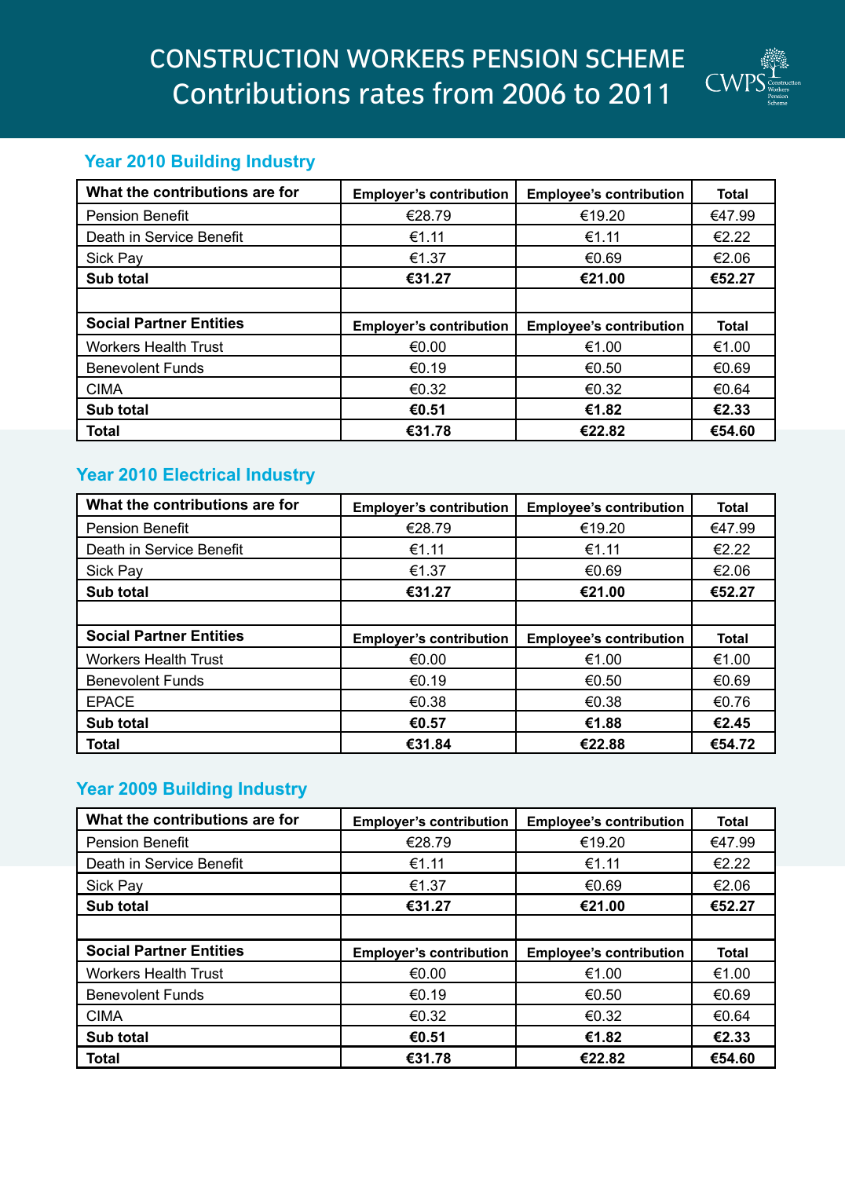# CONSTRUCTION WORKERS PENSION SCHEME
# Contributions rates from 2006 to 2011

## Year 2010 Building Industry

| What the contributions are for | Employer's contribution | Employee's contribution | Total |
|---|---|---|---|
| Pension Benefit | €28.79 | €19.20 | €47.99 |
| Death in Service Benefit | €1.11 | €1.11 | €2.22 |
| Sick Pay | €1.37 | €0.69 | €2.06 |
| **Sub total** | **€31.27** | **€21.00** | **€52.27** |
| | | | |
| **Social Partner Entities** | **Employer's contribution** | **Employee's contribution** | **Total** |
| Workers Health Trust | €0.00 | €1.00 | €1.00 |
| Benevolent Funds | €0.19 | €0.50 | €0.69 |
| CIMA | €0.32 | €0.32 | €0.64 |
| **Sub total** | **€0.51** | **€1.82** | **€2.33** |
| **Total** | **€31.78** | **€22.82** | **€54.60** |

## Year 2010 Electrical Industry

| What the contributions are for | Employer's contribution | Employee's contribution | Total |
|---|---|---|---|
| Pension Benefit | €28.79 | €19.20 | €47.99 |
| Death in Service Benefit | €1.11 | €1.11 | €2.22 |
| Sick Pay | €1.37 | €0.69 | €2.06 |
| **Sub total** | **€31.27** | **€21.00** | **€52.27** |
| | | | |
| **Social Partner Entities** | **Employer's contribution** | **Employee's contribution** | **Total** |
| Workers Health Trust | €0.00 | €1.00 | €1.00 |
| Benevolent Funds | €0.19 | €0.50 | €0.69 |
| EPACE | €0.38 | €0.38 | €0.76 |
| **Sub total** | **€0.57** | **€1.88** | **€2.45** |
| **Total** | **€31.84** | **€22.88** | **€54.72** |

## Year 2009 Building Industry

| What the contributions are for | Employer's contribution | Employee's contribution | Total |
|---|---|---|---|
| Pension Benefit | €28.79 | €19.20 | €47.99 |
| Death in Service Benefit | €1.11 | €1.11 | €2.22 |
| Sick Pay | €1.37 | €0.69 | €2.06 |
| **Sub total** | **€31.27** | **€21.00** | **€52.27** |
| | | | |
| **Social Partner Entities** | **Employer's contribution** | **Employee's contribution** | **Total** |
| Workers Health Trust | €0.00 | €1.00 | €1.00 |
| Benevolent Funds | €0.19 | €0.50 | €0.69 |
| CIMA | €0.32 | €0.32 | €0.64 |
| **Sub total** | **€0.51** | **€1.82** | **€2.33** |
| **Total** | **€31.78** | **€22.82** | **€54.60** |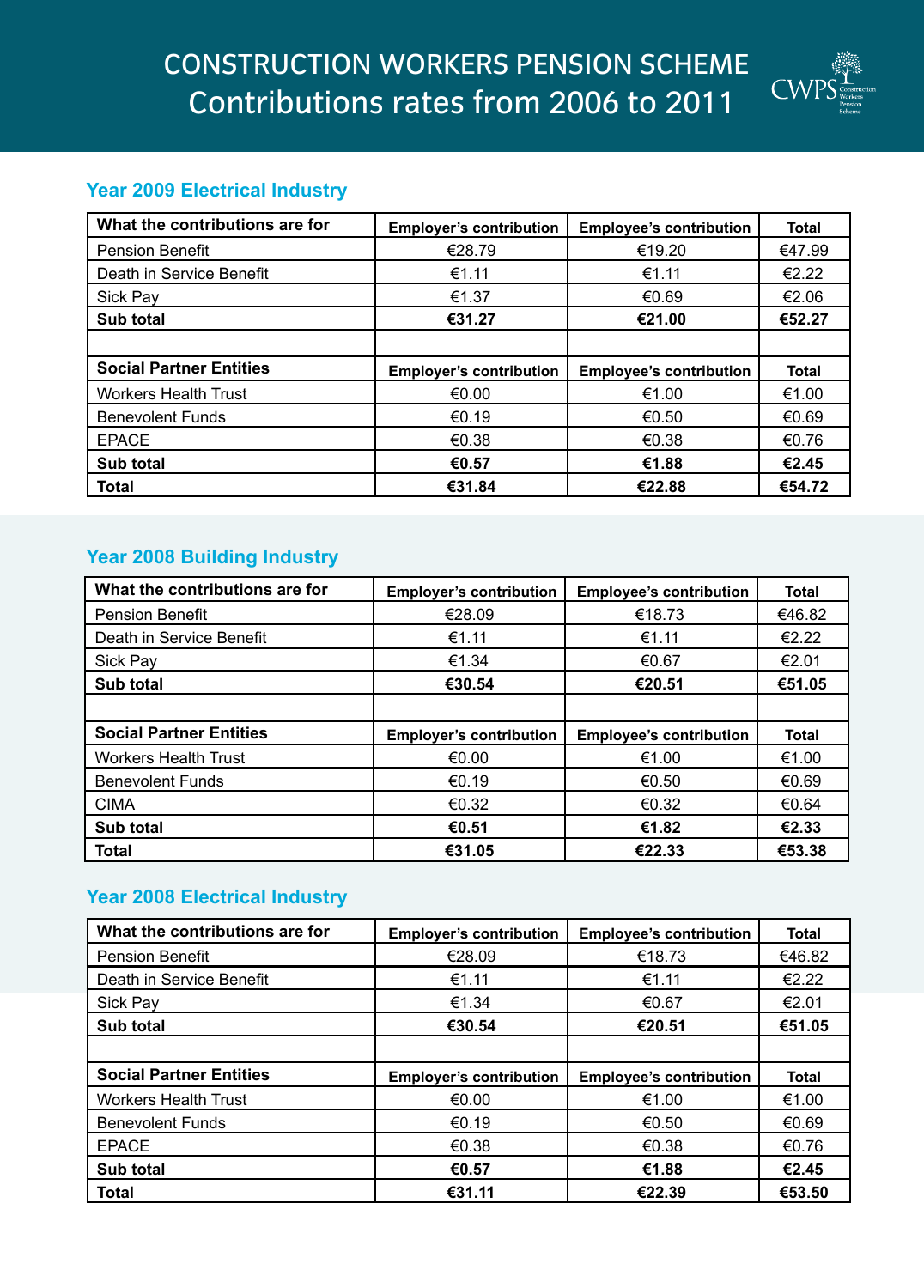# CONSTRUCTION WORKERS PENSION SCHEME
## Contributions rates from 2006 to 2011

### Year 2009 Electrical Industry

| What the contributions are for | Employer's contribution | Employee's contribution | Total |
|---|---|---|---|
| Pension Benefit | €28.79 | €19.20 | €47.99 |
| Death in Service Benefit | €1.11 | €1.11 | €2.22 |
| Sick Pay | €1.37 | €0.69 | €2.06 |
| **Sub total** | **€31.27** | **€21.00** | **€52.27** |
| | | | |
| **Social Partner Entities** | **Employer's contribution** | **Employee's contribution** | **Total** |
| Workers Health Trust | €0.00 | €1.00 | €1.00 |
| Benevolent Funds | €0.19 | €0.50 | €0.69 |
| EPACE | €0.38 | €0.38 | €0.76 |
| **Sub total** | **€0.57** | **€1.88** | **€2.45** |
| **Total** | **€31.84** | **€22.88** | **€54.72** |

### Year 2008 Building Industry

| What the contributions are for | Employer's contribution | Employee's contribution | Total |
|---|---|---|---|
| Pension Benefit | €28.09 | €18.73 | €46.82 |
| Death in Service Benefit | €1.11 | €1.11 | €2.22 |
| Sick Pay | €1.34 | €0.67 | €2.01 |
| **Sub total** | **€30.54** | **€20.51** | **€51.05** |
| | | | |
| **Social Partner Entities** | **Employer's contribution** | **Employee's contribution** | **Total** |
| Workers Health Trust | €0.00 | €1.00 | €1.00 |
| Benevolent Funds | €0.19 | €0.50 | €0.69 |
| CIMA | €0.32 | €0.32 | €0.64 |
| **Sub total** | **€0.51** | **€1.82** | **€2.33** |
| **Total** | **€31.05** | **€22.33** | **€53.38** |

### Year 2008 Electrical Industry

| What the contributions are for | Employer's contribution | Employee's contribution | Total |
|---|---|---|---|
| Pension Benefit | €28.09 | €18.73 | €46.82 |
| Death in Service Benefit | €1.11 | €1.11 | €2.22 |
| Sick Pay | €1.34 | €0.67 | €2.01 |
| **Sub total** | **€30.54** | **€20.51** | **€51.05** |
| | | | |
| **Social Partner Entities** | **Employer's contribution** | **Employee's contribution** | **Total** |
| Workers Health Trust | €0.00 | €1.00 | €1.00 |
| Benevolent Funds | €0.19 | €0.50 | €0.69 |
| EPACE | €0.38 | €0.38 | €0.76 |
| **Sub total** | **€0.57** | **€1.88** | **€2.45** |
| **Total** | **€31.11** | **€22.39** | **€53.50** |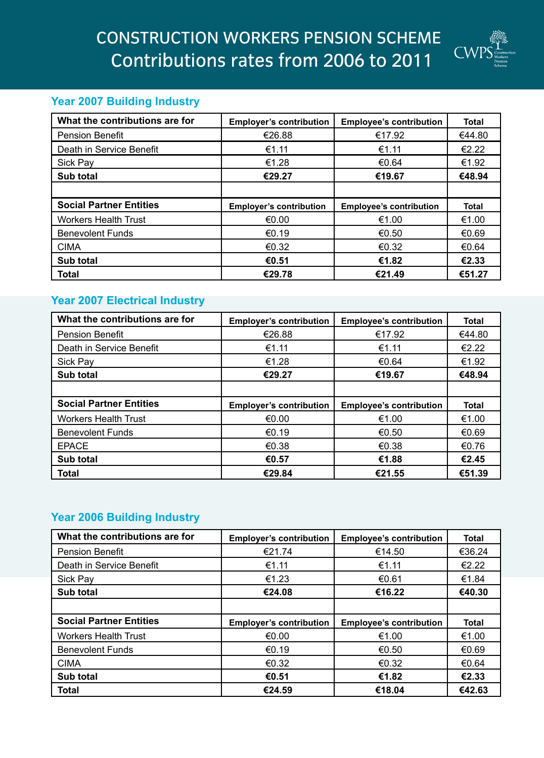# CONSTRUCTION WORKERS PENSION SCHEME
## Contributions rates from 2006 to 2011

### Year 2007 Building Industry

| What the contributions are for | Employer's contribution | Employee's contribution | Total |
|---|---|---|---|
| Pension Benefit | €26.88 | €17.92 | €44.80 |
| Death in Service Benefit | €1.11 | €1.11 | €2.22 |
| Sick Pay | €1.28 | €0.64 | €1.92 |
| **Sub total** | **€29.27** | **€19.67** | **€48.94** |
| | | | |
| **Social Partner Entities** | **Employer's contribution** | **Employee's contribution** | **Total** |
| Workers Health Trust | €0.00 | €1.00 | €1.00 |
| Benevolent Funds | €0.19 | €0.50 | €0.69 |
| CIMA | €0.32 | €0.32 | €0.64 |
| **Sub total** | **€0.51** | **€1.82** | **€2.33** |
| **Total** | **€29.78** | **€21.49** | **€51.27** |

### Year 2007 Electrical Industry

| What the contributions are for | Employer's contribution | Employee's contribution | Total |
|---|---|---|---|
| Pension Benefit | €26.88 | €17.92 | €44.80 |
| Death in Service Benefit | €1.11 | €1.11 | €2.22 |
| Sick Pay | €1.28 | €0.64 | €1.92 |
| **Sub total** | **€29.27** | **€19.67** | **€48.94** |
| | | | |
| **Social Partner Entities** | **Employer's contribution** | **Employee's contribution** | **Total** |
| Workers Health Trust | €0.00 | €1.00 | €1.00 |
| Benevolent Funds | €0.19 | €0.50 | €0.69 |
| EPACE | €0.38 | €0.38 | €0.76 |
| **Sub total** | **€0.57** | **€1.88** | **€2.45** |
| **Total** | **€29.84** | **€21.55** | **€51.39** |

### Year 2006 Building Industry

| What the contributions are for | Employer's contribution | Employee's contribution | Total |
|---|---|---|---|
| Pension Benefit | €21.74 | €14.50 | €36.24 |
| Death in Service Benefit | €1.11 | €1.11 | €2.22 |
| Sick Pay | €1.23 | €0.61 | €1.84 |
| **Sub total** | **€24.08** | **€16.22** | **€40.30** |
| | | | |
| **Social Partner Entities** | **Employer's contribution** | **Employee's contribution** | **Total** |
| Workers Health Trust | €0.00 | €1.00 | €1.00 |
| Benevolent Funds | €0.19 | €0.50 | €0.69 |
| CIMA | €0.32 | €0.32 | €0.64 |
| **Sub total** | **€0.51** | **€1.82** | **€2.33** |
| **Total** | **€24.59** | **€18.04** | **€42.63** |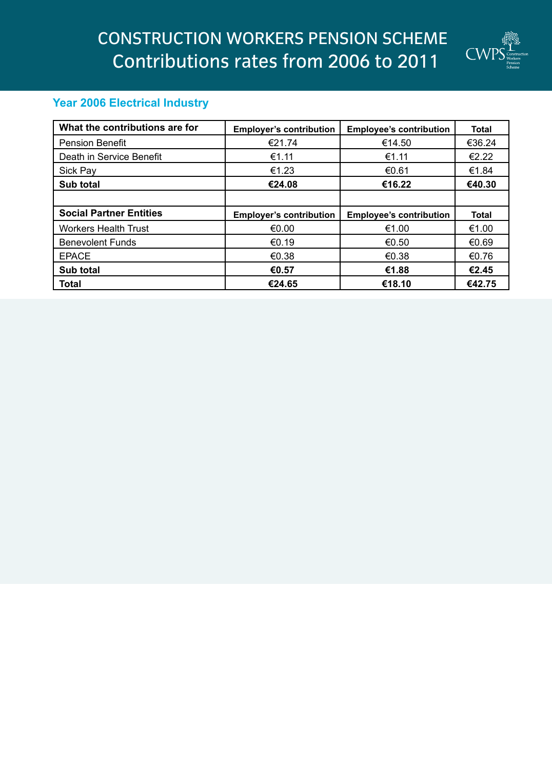# CONSTRUCTION WORKERS PENSION SCHEME

## Contributions rates from 2006 to 2011

### Year 2006 Electrical Industry

| What the contributions are for | Employer's contribution | Employee's contribution | Total |
|---|---|---|---|
| Pension Benefit | €21.74 | €14.50 | €36.24 |
| Death in Service Benefit | €1.11 | €1.11 | €2.22 |
| Sick Pay | €1.23 | €0.61 | €1.84 |
| **Sub total** | **€24.08** | **€16.22** | **€40.30** |
| | | | |
| **Social Partner Entities** | **Employer's contribution** | **Employee's contribution** | **Total** |
| Workers Health Trust | €0.00 | €1.00 | €1.00 |
| Benevolent Funds | €0.19 | €0.50 | €0.69 |
| EPACE | €0.38 | €0.38 | €0.76 |
| **Sub total** | **€0.57** | **€1.88** | **€2.45** |
| **Total** | **€24.65** | **€18.10** | **€42.75** |